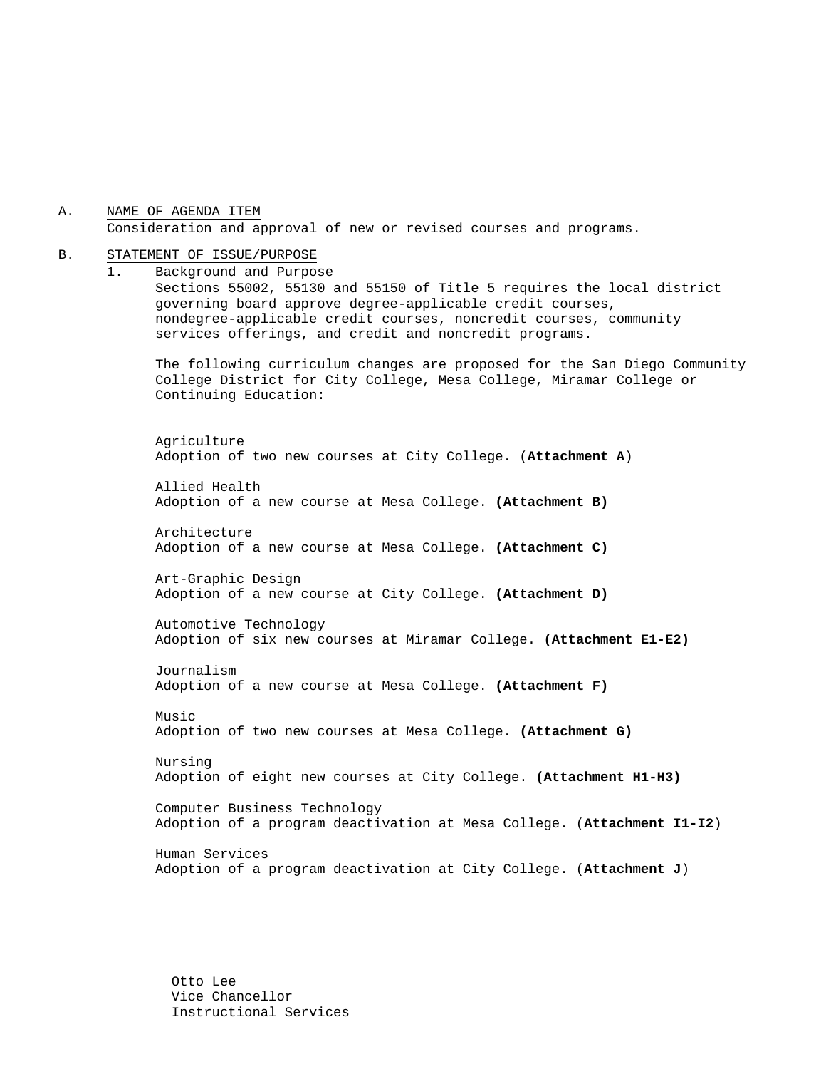A. <u>NAME OF AGENDA ITEM</u>

Consideration and approval of new or revised courses and programs.

B. <u>STATEMENT OF ISSUE/PURPOSE</u>

1. Background and Purpose

Sections 55002, 55130 and 55150 of Title 5 requires the local district governing board approve degree-applicable credit courses, nondegree-applicable credit courses, noncredit courses, community services offerings, and credit and noncredit programs.

The following curriculum changes are proposed for the San Diego Community College District for City College, Mesa College, Miramar College or Continuing Education:

Agriculture
Adoption of two new courses at City College. (**Attachment A**)

Allied Health
Adoption of a new course at Mesa College. **(Attachment B)**

Architecture
Adoption of a new course at Mesa College. **(Attachment C)**

Art-Graphic Design
Adoption of a new course at City College. **(Attachment D)**

Automotive Technology
Adoption of six new courses at Miramar College. **(Attachment E1-E2)**

Journalism
Adoption of a new course at Mesa College. **(Attachment F)**

Music
Adoption of two new courses at Mesa College. **(Attachment G)**

Nursing
Adoption of eight new courses at City College. **(Attachment H1-H3)**

Computer Business Technology
Adoption of a program deactivation at Mesa College. (**Attachment I1-I2**)

Human Services
Adoption of a program deactivation at City College. (**Attachment J**)

Otto Lee
Vice Chancellor
Instructional Services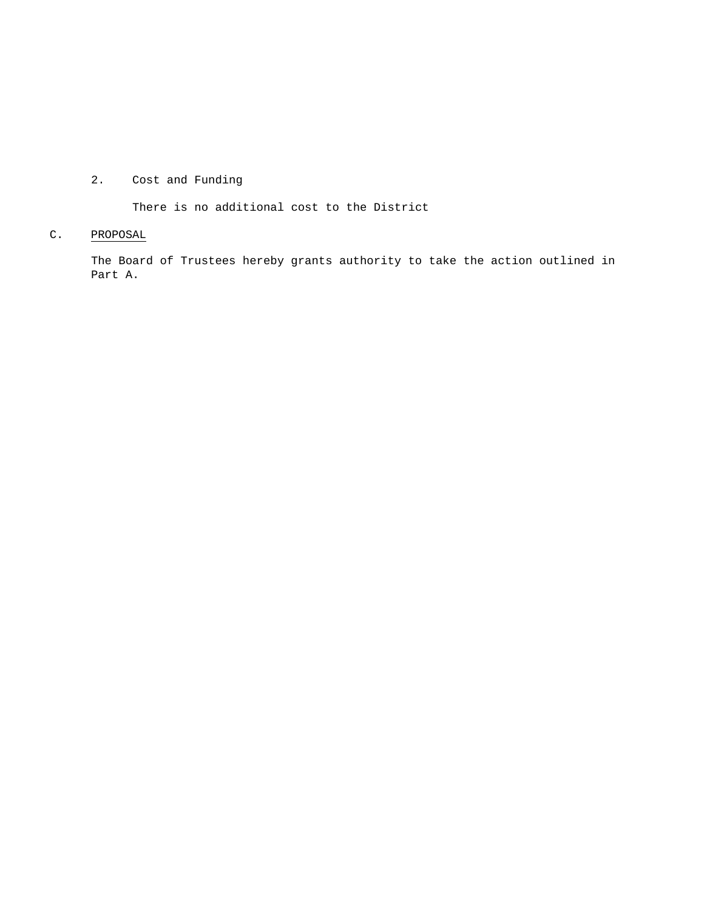2. Cost and Funding

   There is no additional cost to the District

C. <u>PROPOSAL</u>

   The Board of Trustees hereby grants authority to take the action outlined in Part A.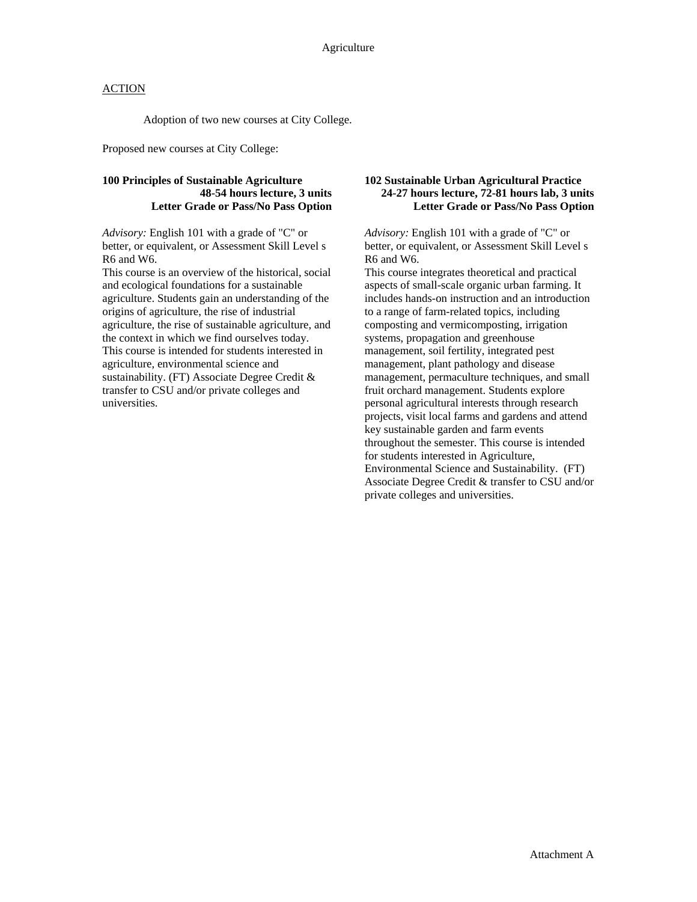Agriculture

ACTION

Adoption of two new courses at City College.

Proposed new courses at City College:

**100 Principles of Sustainable Agriculture**
**48-54 hours lecture, 3 units**
**Letter Grade or Pass/No Pass Option**

*Advisory:* English 101 with a grade of "C" or better, or equivalent, or Assessment Skill Level s R6 and W6.
This course is an overview of the historical, social and ecological foundations for a sustainable agriculture. Students gain an understanding of the origins of agriculture, the rise of industrial agriculture, the rise of sustainable agriculture, and the context in which we find ourselves today. This course is intended for students interested in agriculture, environmental science and sustainability. (FT) Associate Degree Credit & transfer to CSU and/or private colleges and universities.

**102 Sustainable Urban Agricultural Practice**
**24-27 hours lecture, 72-81 hours lab, 3 units**
**Letter Grade or Pass/No Pass Option**

*Advisory:* English 101 with a grade of "C" or better, or equivalent, or Assessment Skill Level s R6 and W6.
This course integrates theoretical and practical aspects of small-scale organic urban farming. It includes hands-on instruction and an introduction to a range of farm-related topics, including composting and vermicomposting, irrigation systems, propagation and greenhouse management, soil fertility, integrated pest management, plant pathology and disease management, permaculture techniques, and small fruit orchard management. Students explore personal agricultural interests through research projects, visit local farms and gardens and attend key sustainable garden and farm events throughout the semester. This course is intended for students interested in Agriculture, Environmental Science and Sustainability. (FT) Associate Degree Credit & transfer to CSU and/or private colleges and universities.

Attachment A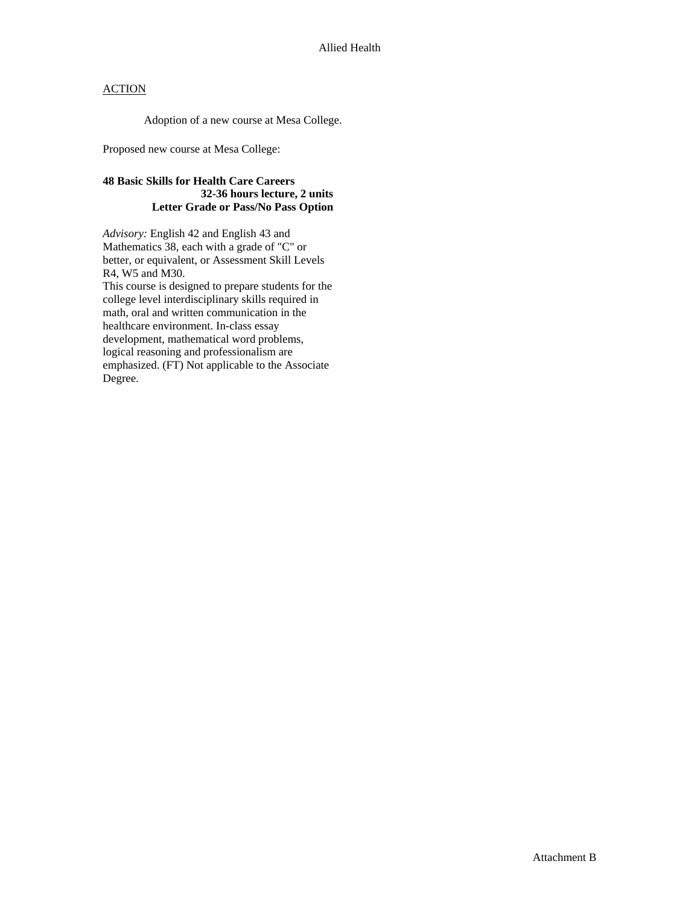Allied Health

ACTION

Adoption of a new course at Mesa College.

Proposed new course at Mesa College:

**48 Basic Skills for Health Care Careers**
**32-36 hours lecture, 2 units**
**Letter Grade or Pass/No Pass Option**

*Advisory:* English 42 and English 43 and Mathematics 38, each with a grade of "C" or better, or equivalent, or Assessment Skill Levels R4, W5 and M30.
This course is designed to prepare students for the college level interdisciplinary skills required in math, oral and written communication in the healthcare environment. In-class essay development, mathematical word problems, logical reasoning and professionalism are emphasized. (FT) Not applicable to the Associate Degree.

Attachment B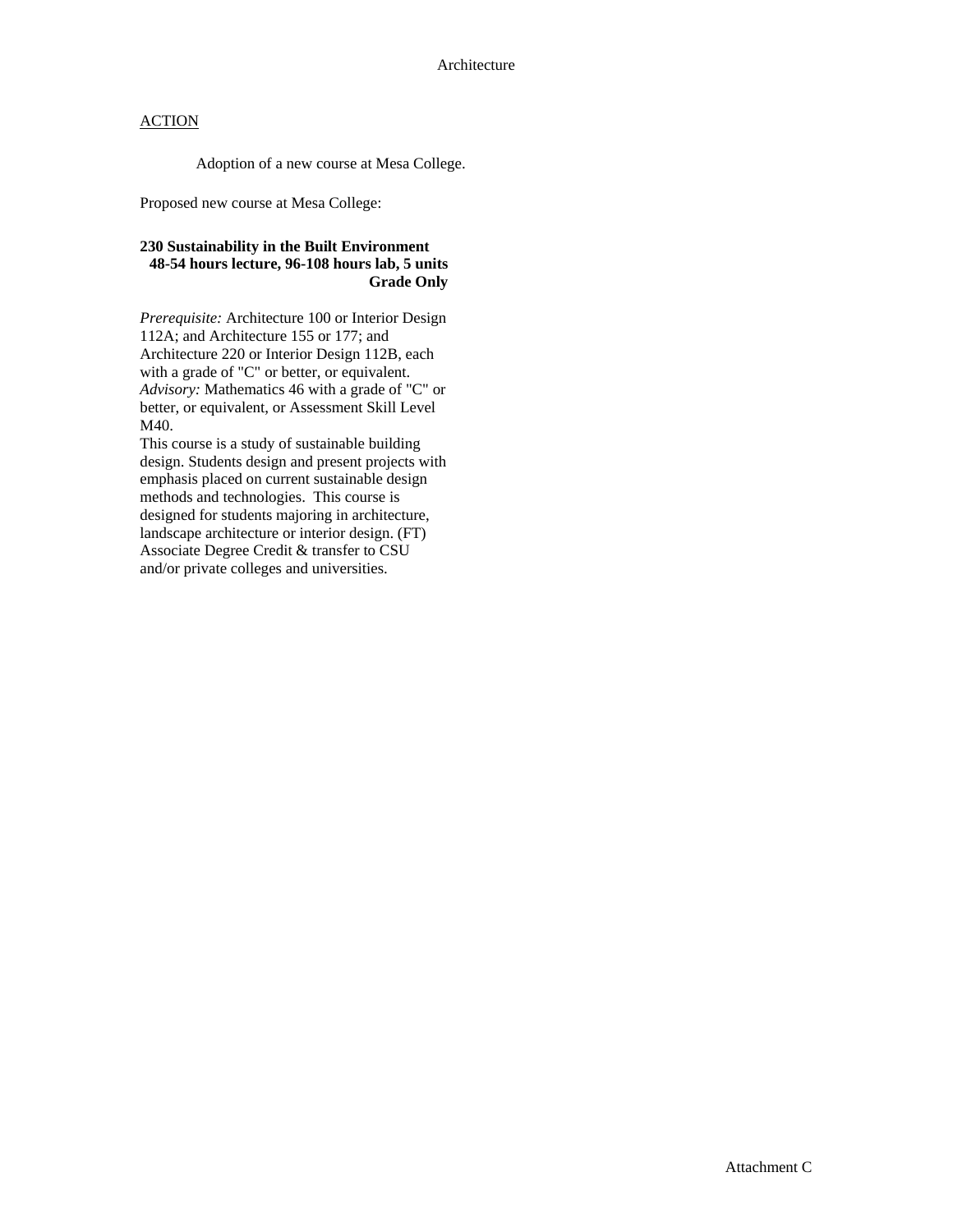Architecture

ACTION

Adoption of a new course at Mesa College.

Proposed new course at Mesa College:

**230 Sustainability in the Built Environment**
**48-54 hours lecture, 96-108 hours lab, 5 units**
**Grade Only**

*Prerequisite:* Architecture 100 or Interior Design 112A; and Architecture 155 or 177; and Architecture 220 or Interior Design 112B, each with a grade of "C" or better, or equivalent.
*Advisory:* Mathematics 46 with a grade of "C" or better, or equivalent, or Assessment Skill Level M40.
This course is a study of sustainable building design. Students design and present projects with emphasis placed on current sustainable design methods and technologies. This course is designed for students majoring in architecture, landscape architecture or interior design. (FT) Associate Degree Credit & transfer to CSU and/or private colleges and universities.

Attachment C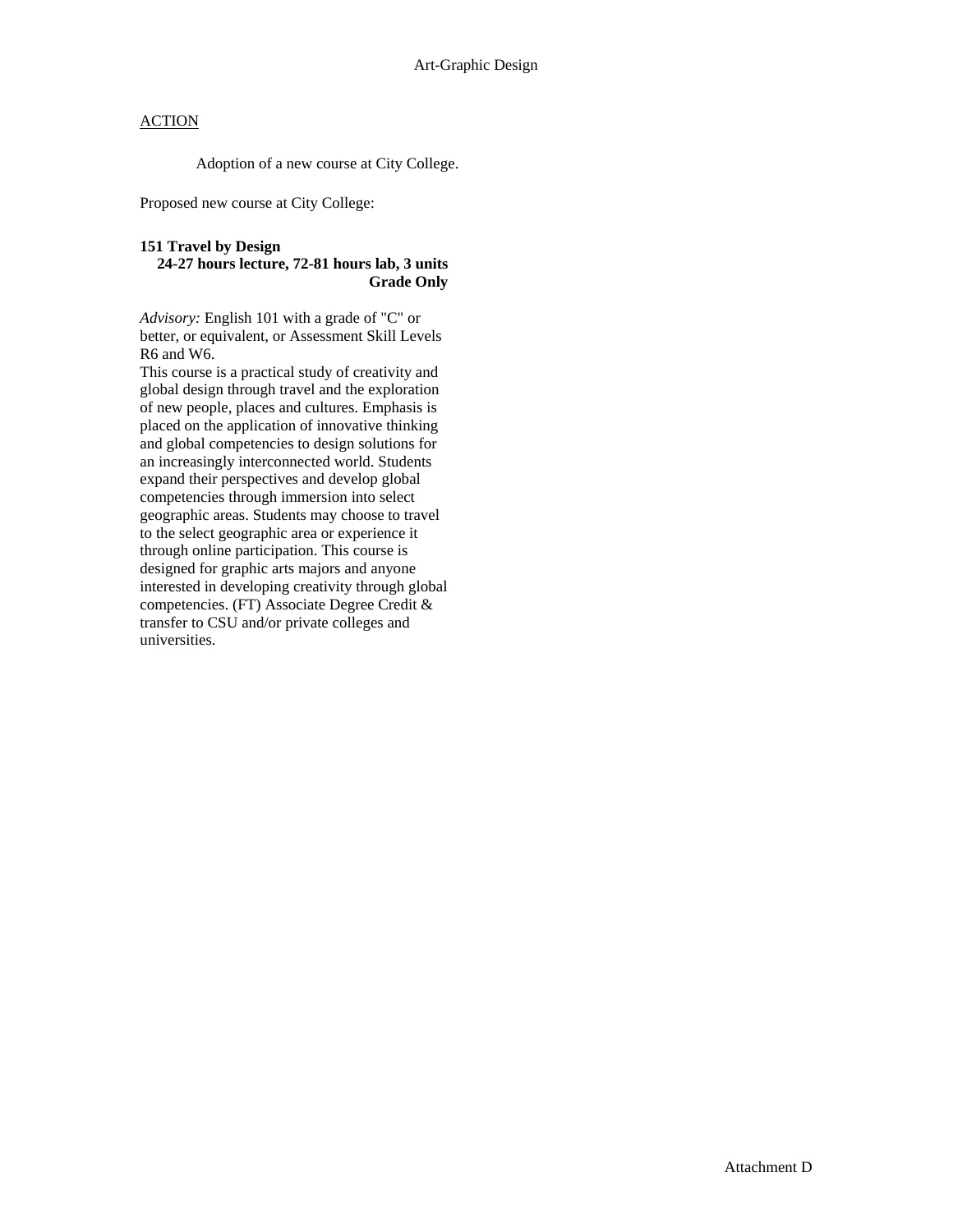# Art-Graphic Design

ACTION

Adoption of a new course at City College.

Proposed new course at City College:

**151 Travel by Design**
**24-27 hours lecture, 72-81 hours lab, 3 units**
**Grade Only**

*Advisory:* English 101 with a grade of "C" or better, or equivalent, or Assessment Skill Levels R6 and W6.
This course is a practical study of creativity and global design through travel and the exploration of new people, places and cultures. Emphasis is placed on the application of innovative thinking and global competencies to design solutions for an increasingly interconnected world. Students expand their perspectives and develop global competencies through immersion into select geographic areas. Students may choose to travel to the select geographic area or experience it through online participation. This course is designed for graphic arts majors and anyone interested in developing creativity through global competencies. (FT) Associate Degree Credit & transfer to CSU and/or private colleges and universities.

Attachment D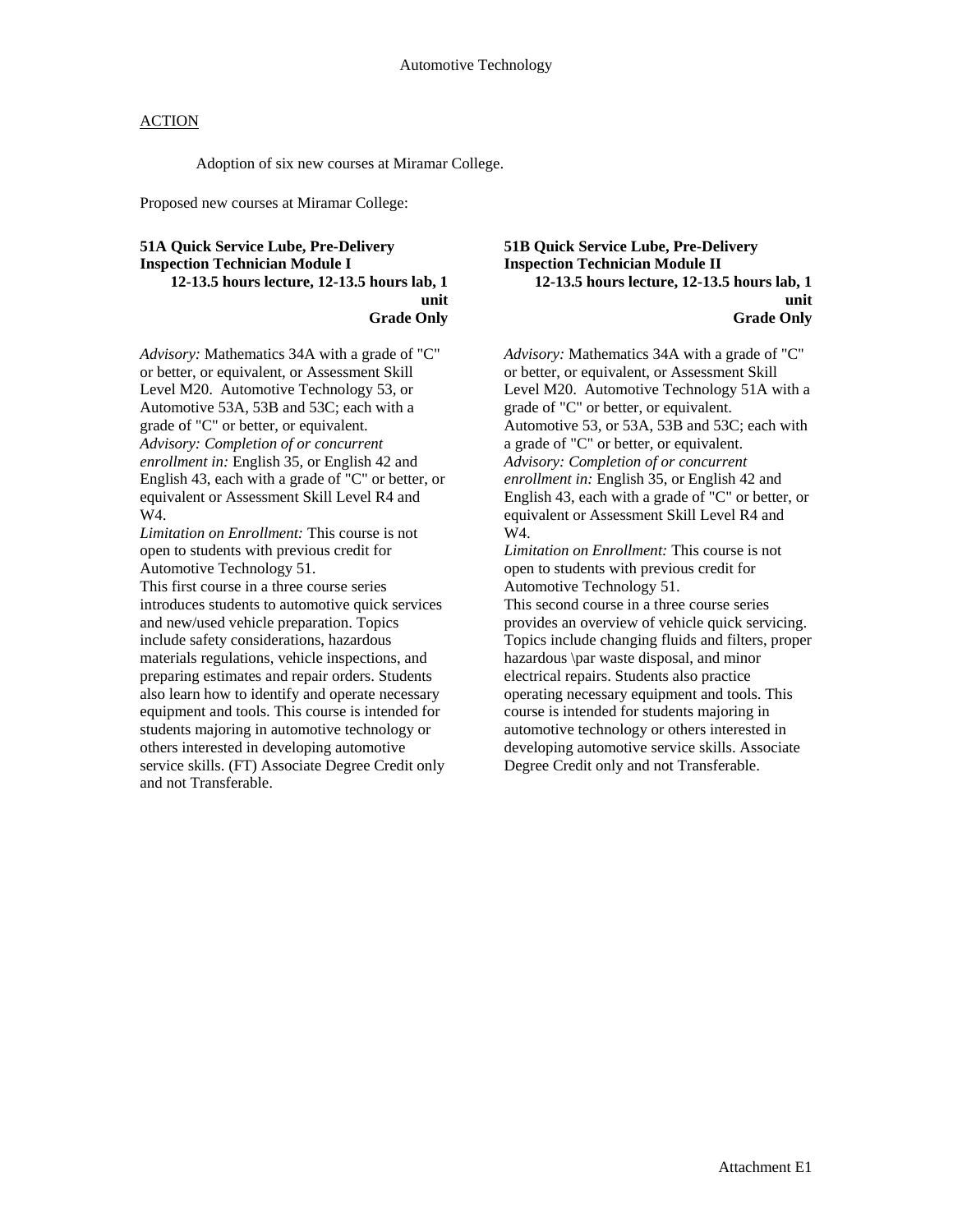# Automotive Technology

<u>ACTION</u>

Adoption of six new courses at Miramar College.

Proposed new courses at Miramar College:

**51A Quick Service Lube, Pre-Delivery Inspection Technician Module I**
**12-13.5 hours lecture, 12-13.5 hours lab, 1 unit**
**Grade Only**

*Advisory:* Mathematics 34A with a grade of "C" or better, or equivalent, or Assessment Skill Level M20. Automotive Technology 53, or Automotive 53A, 53B and 53C; each with a grade of "C" or better, or equivalent.
*Advisory: Completion of or concurrent enrollment in:* English 35, or English 42 and English 43, each with a grade of "C" or better, or equivalent or Assessment Skill Level R4 and W4.
*Limitation on Enrollment:* This course is not open to students with previous credit for Automotive Technology 51.
This first course in a three course series introduces students to automotive quick services and new/used vehicle preparation. Topics include safety considerations, hazardous materials regulations, vehicle inspections, and preparing estimates and repair orders. Students also learn how to identify and operate necessary equipment and tools. This course is intended for students majoring in automotive technology or others interested in developing automotive service skills. (FT) Associate Degree Credit only and not Transferable.

**51B Quick Service Lube, Pre-Delivery Inspection Technician Module II**
**12-13.5 hours lecture, 12-13.5 hours lab, 1 unit**
**Grade Only**

*Advisory:* Mathematics 34A with a grade of "C" or better, or equivalent, or Assessment Skill Level M20. Automotive Technology 51A with a grade of "C" or better, or equivalent. Automotive 53, or 53A, 53B and 53C; each with a grade of "C" or better, or equivalent.
*Advisory: Completion of or concurrent enrollment in:* English 35, or English 42 and English 43, each with a grade of "C" or better, or equivalent or Assessment Skill Level R4 and W4.
*Limitation on Enrollment:* This course is not open to students with previous credit for Automotive Technology 51.
This second course in a three course series provides an overview of vehicle quick servicing. Topics include changing fluids and filters, proper hazardous \par waste disposal, and minor electrical repairs. Students also practice operating necessary equipment and tools. This course is intended for students majoring in automotive technology or others interested in developing automotive service skills. Associate Degree Credit only and not Transferable.

Attachment E1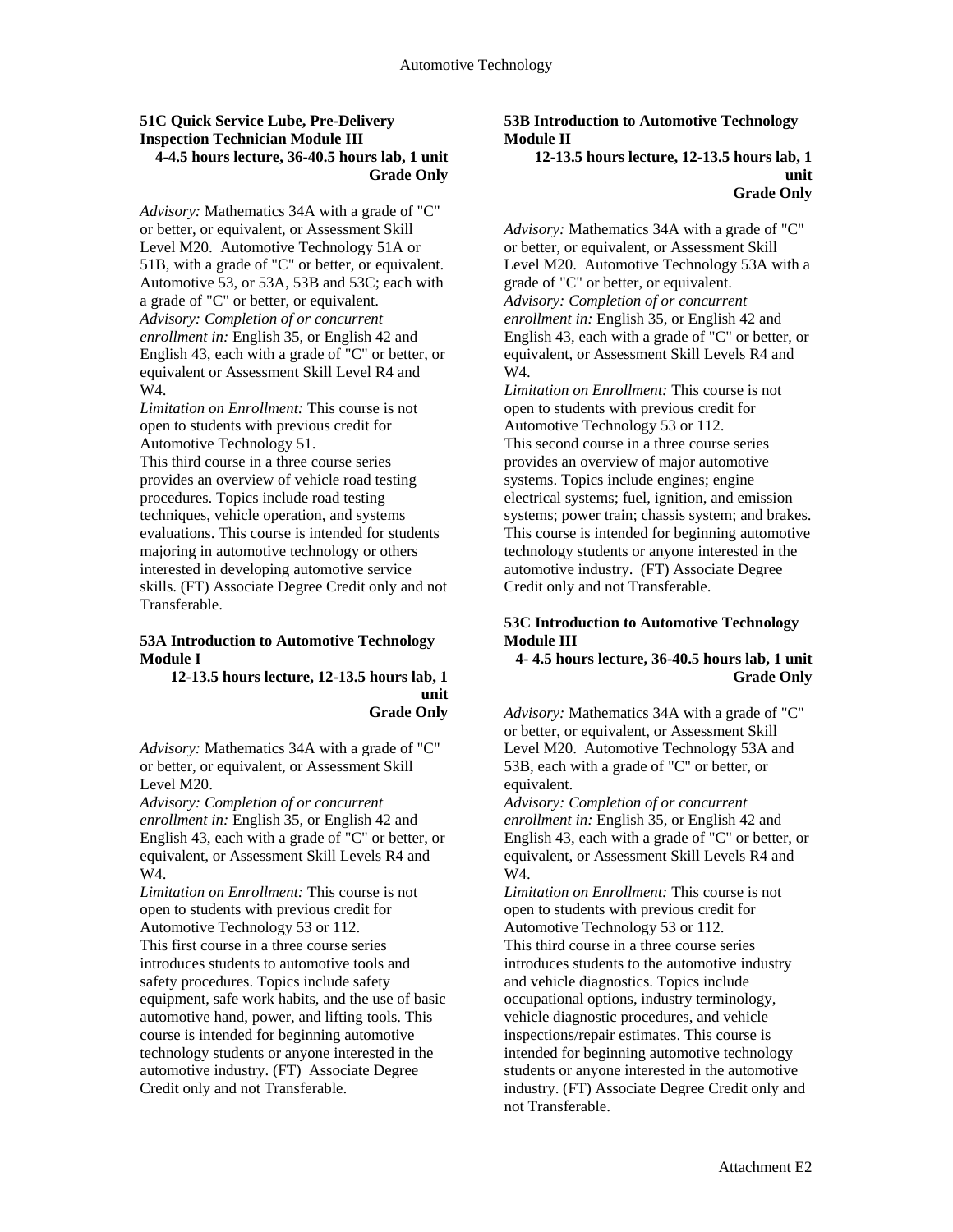### 51C Quick Service Lube, Pre-Delivery Inspection Technician Module III

**4-4.5 hours lecture, 36-40.5 hours lab, 1 unit**
**Grade Only**

*Advisory:* Mathematics 34A with a grade of "C" or better, or equivalent, or Assessment Skill Level M20. Automotive Technology 51A or 51B, with a grade of "C" or better, or equivalent. Automotive 53, or 53A, 53B and 53C; each with a grade of "C" or better, or equivalent.
*Advisory: Completion of or concurrent enrollment in:* English 35, or English 42 and English 43, each with a grade of "C" or better, or equivalent or Assessment Skill Level R4 and W4.
*Limitation on Enrollment:* This course is not open to students with previous credit for Automotive Technology 51.
This third course in a three course series provides an overview of vehicle road testing procedures. Topics include road testing techniques, vehicle operation, and systems evaluations. This course is intended for students majoring in automotive technology or others interested in developing automotive service skills. (FT) Associate Degree Credit only and not Transferable.

### 53A Introduction to Automotive Technology Module I

**12-13.5 hours lecture, 12-13.5 hours lab, 1 unit**
**Grade Only**

*Advisory:* Mathematics 34A with a grade of "C" or better, or equivalent, or Assessment Skill Level M20.
*Advisory: Completion of or concurrent enrollment in:* English 35, or English 42 and English 43, each with a grade of "C" or better, or equivalent, or Assessment Skill Levels R4 and W4.
*Limitation on Enrollment:* This course is not open to students with previous credit for Automotive Technology 53 or 112.
This first course in a three course series introduces students to automotive tools and safety procedures. Topics include safety equipment, safe work habits, and the use of basic automotive hand, power, and lifting tools. This course is intended for beginning automotive technology students or anyone interested in the automotive industry. (FT) Associate Degree Credit only and not Transferable.

### 53B Introduction to Automotive Technology Module II

**12-13.5 hours lecture, 12-13.5 hours lab, 1 unit**
**Grade Only**

*Advisory:* Mathematics 34A with a grade of "C" or better, or equivalent, or Assessment Skill Level M20. Automotive Technology 53A with a grade of "C" or better, or equivalent.
*Advisory: Completion of or concurrent enrollment in:* English 35, or English 42 and English 43, each with a grade of "C" or better, or equivalent, or Assessment Skill Levels R4 and W4.
*Limitation on Enrollment:* This course is not open to students with previous credit for Automotive Technology 53 or 112.
This second course in a three course series provides an overview of major automotive systems. Topics include engines; engine electrical systems; fuel, ignition, and emission systems; power train; chassis system; and brakes. This course is intended for beginning automotive technology students or anyone interested in the automotive industry. (FT) Associate Degree Credit only and not Transferable.

### 53C Introduction to Automotive Technology Module III

**4- 4.5 hours lecture, 36-40.5 hours lab, 1 unit**
**Grade Only**

*Advisory:* Mathematics 34A with a grade of "C" or better, or equivalent, or Assessment Skill Level M20. Automotive Technology 53A and 53B, each with a grade of "C" or better, or equivalent.
*Advisory: Completion of or concurrent enrollment in:* English 35, or English 42 and English 43, each with a grade of "C" or better, or equivalent, or Assessment Skill Levels R4 and W4.
*Limitation on Enrollment:* This course is not open to students with previous credit for Automotive Technology 53 or 112.
This third course in a three course series introduces students to the automotive industry and vehicle diagnostics. Topics include occupational options, industry terminology, vehicle diagnostic procedures, and vehicle inspections/repair estimates. This course is intended for beginning automotive technology students or anyone interested in the automotive industry. (FT) Associate Degree Credit only and not Transferable.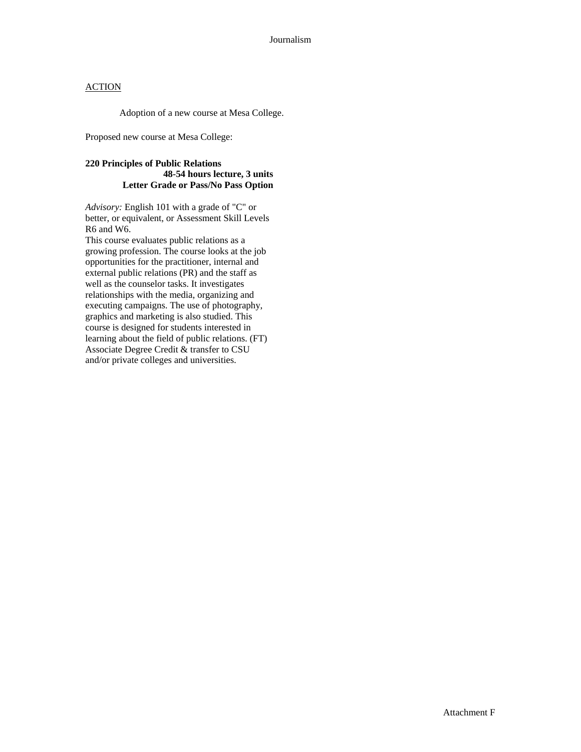Journalism

ACTION

Adoption of a new course at Mesa College.

Proposed new course at Mesa College:

**220 Principles of Public Relations**
**48-54 hours lecture, 3 units**
**Letter Grade or Pass/No Pass Option**

*Advisory:* English 101 with a grade of "C" or better, or equivalent, or Assessment Skill Levels R6 and W6.
This course evaluates public relations as a growing profession. The course looks at the job opportunities for the practitioner, internal and external public relations (PR) and the staff as well as the counselor tasks. It investigates relationships with the media, organizing and executing campaigns. The use of photography, graphics and marketing is also studied. This course is designed for students interested in learning about the field of public relations. (FT) Associate Degree Credit & transfer to CSU and/or private colleges and universities.

Attachment F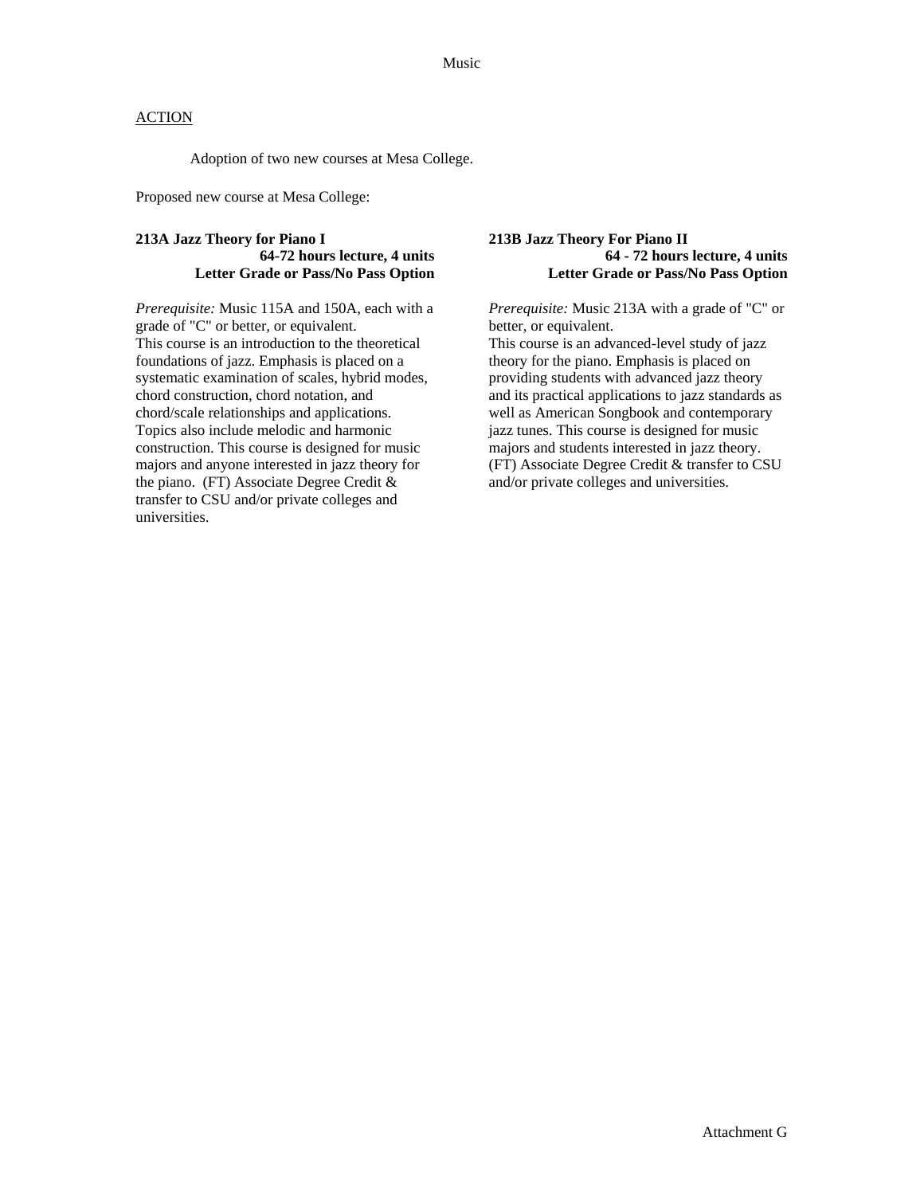Music

ACTION

Adoption of two new courses at Mesa College.

Proposed new course at Mesa College:

**213A Jazz Theory for Piano I**
**64-72 hours lecture, 4 units**
**Letter Grade or Pass/No Pass Option**

*Prerequisite:* Music 115A and 150A, each with a grade of "C" or better, or equivalent.
This course is an introduction to the theoretical foundations of jazz. Emphasis is placed on a systematic examination of scales, hybrid modes, chord construction, chord notation, and chord/scale relationships and applications. Topics also include melodic and harmonic construction. This course is designed for music majors and anyone interested in jazz theory for the piano. (FT) Associate Degree Credit & transfer to CSU and/or private colleges and universities.

**213B Jazz Theory For Piano II**
**64 - 72 hours lecture, 4 units**
**Letter Grade or Pass/No Pass Option**

*Prerequisite:* Music 213A with a grade of "C" or better, or equivalent.
This course is an advanced-level study of jazz theory for the piano. Emphasis is placed on providing students with advanced jazz theory and its practical applications to jazz standards as well as American Songbook and contemporary jazz tunes. This course is designed for music majors and students interested in jazz theory. (FT) Associate Degree Credit & transfer to CSU and/or private colleges and universities.

Attachment G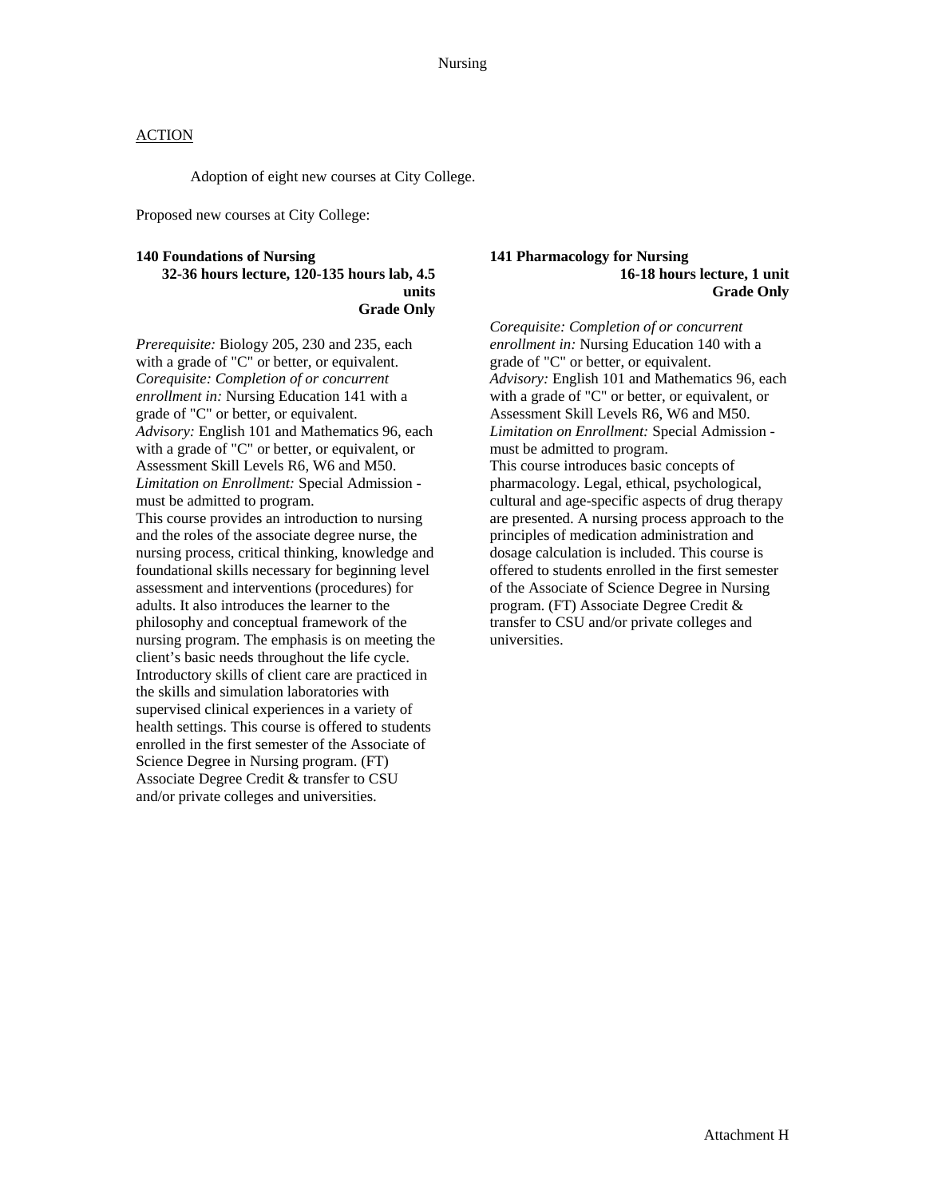Nursing

ACTION

Adoption of eight new courses at City College.

Proposed new courses at City College:

**140 Foundations of Nursing**
**32-36 hours lecture, 120-135 hours lab, 4.5 units**
**Grade Only**

*Prerequisite:* Biology 205, 230 and 235, each with a grade of "C" or better, or equivalent.
*Corequisite: Completion of or concurrent enrollment in:* Nursing Education 141 with a grade of "C" or better, or equivalent.
*Advisory:* English 101 and Mathematics 96, each with a grade of "C" or better, or equivalent, or Assessment Skill Levels R6, W6 and M50.
*Limitation on Enrollment:* Special Admission - must be admitted to program.
This course provides an introduction to nursing and the roles of the associate degree nurse, the nursing process, critical thinking, knowledge and foundational skills necessary for beginning level assessment and interventions (procedures) for adults. It also introduces the learner to the philosophy and conceptual framework of the nursing program. The emphasis is on meeting the client's basic needs throughout the life cycle. Introductory skills of client care are practiced in the skills and simulation laboratories with supervised clinical experiences in a variety of health settings. This course is offered to students enrolled in the first semester of the Associate of Science Degree in Nursing program. (FT) Associate Degree Credit & transfer to CSU and/or private colleges and universities.

**141 Pharmacology for Nursing**
**16-18 hours lecture, 1 unit**
**Grade Only**

*Corequisite: Completion of or concurrent enrollment in:* Nursing Education 140 with a grade of "C" or better, or equivalent.
*Advisory:* English 101 and Mathematics 96, each with a grade of "C" or better, or equivalent, or Assessment Skill Levels R6, W6 and M50.
*Limitation on Enrollment:* Special Admission - must be admitted to program.
This course introduces basic concepts of pharmacology. Legal, ethical, psychological, cultural and age-specific aspects of drug therapy are presented. A nursing process approach to the principles of medication administration and dosage calculation is included. This course is offered to students enrolled in the first semester of the Associate of Science Degree in Nursing program. (FT) Associate Degree Credit & transfer to CSU and/or private colleges and universities.

Attachment H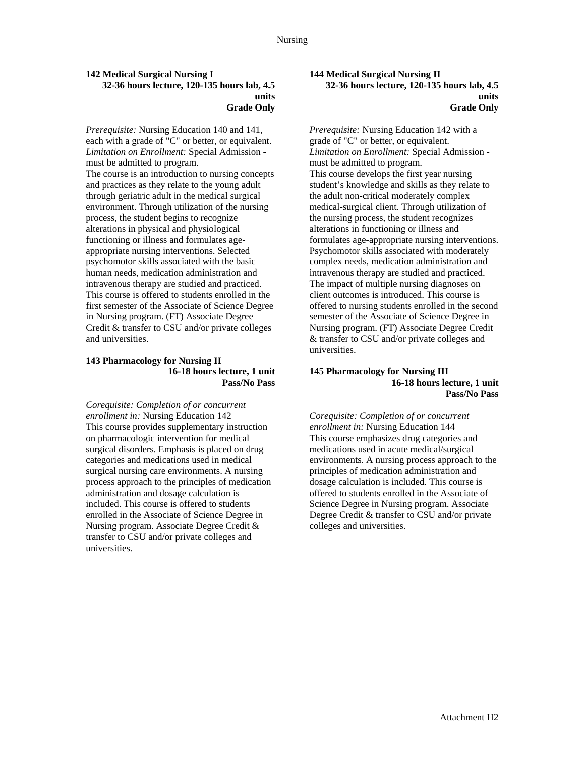### 142 Medical Surgical Nursing I

**32-36 hours lecture, 120-135 hours lab, 4.5 units**
**Grade Only**

*Prerequisite:* Nursing Education 140 and 141, each with a grade of "C" or better, or equivalent.
*Limitation on Enrollment:* Special Admission - must be admitted to program.
The course is an introduction to nursing concepts and practices as they relate to the young adult through geriatric adult in the medical surgical environment. Through utilization of the nursing process, the student begins to recognize alterations in physical and physiological functioning or illness and formulates age-appropriate nursing interventions. Selected psychomotor skills associated with the basic human needs, medication administration and intravenous therapy are studied and practiced. This course is offered to students enrolled in the first semester of the Associate of Science Degree in Nursing program. (FT) Associate Degree Credit & transfer to CSU and/or private colleges and universities.

### 143 Pharmacology for Nursing II

**16-18 hours lecture, 1 unit**
**Pass/No Pass**

*Corequisite: Completion of or concurrent enrollment in:* Nursing Education 142
This course provides supplementary instruction on pharmacologic intervention for medical surgical disorders. Emphasis is placed on drug categories and medications used in medical surgical nursing care environments. A nursing process approach to the principles of medication administration and dosage calculation is included. This course is offered to students enrolled in the Associate of Science Degree in Nursing program. Associate Degree Credit & transfer to CSU and/or private colleges and universities.

### 144 Medical Surgical Nursing II

**32-36 hours lecture, 120-135 hours lab, 4.5 units**
**Grade Only**

*Prerequisite:* Nursing Education 142 with a grade of "C" or better, or equivalent.
*Limitation on Enrollment:* Special Admission - must be admitted to program.
This course develops the first year nursing student's knowledge and skills as they relate to the adult non-critical moderately complex medical-surgical client. Through utilization of the nursing process, the student recognizes alterations in functioning or illness and formulates age-appropriate nursing interventions. Psychomotor skills associated with moderately complex needs, medication administration and intravenous therapy are studied and practiced. The impact of multiple nursing diagnoses on client outcomes is introduced. This course is offered to nursing students enrolled in the second semester of the Associate of Science Degree in Nursing program. (FT) Associate Degree Credit & transfer to CSU and/or private colleges and universities.

### 145 Pharmacology for Nursing III

**16-18 hours lecture, 1 unit**
**Pass/No Pass**

*Corequisite: Completion of or concurrent enrollment in:* Nursing Education 144
This course emphasizes drug categories and medications used in acute medical/surgical environments. A nursing process approach to the principles of medication administration and dosage calculation is included. This course is offered to students enrolled in the Associate of Science Degree in Nursing program. Associate Degree Credit & transfer to CSU and/or private colleges and universities.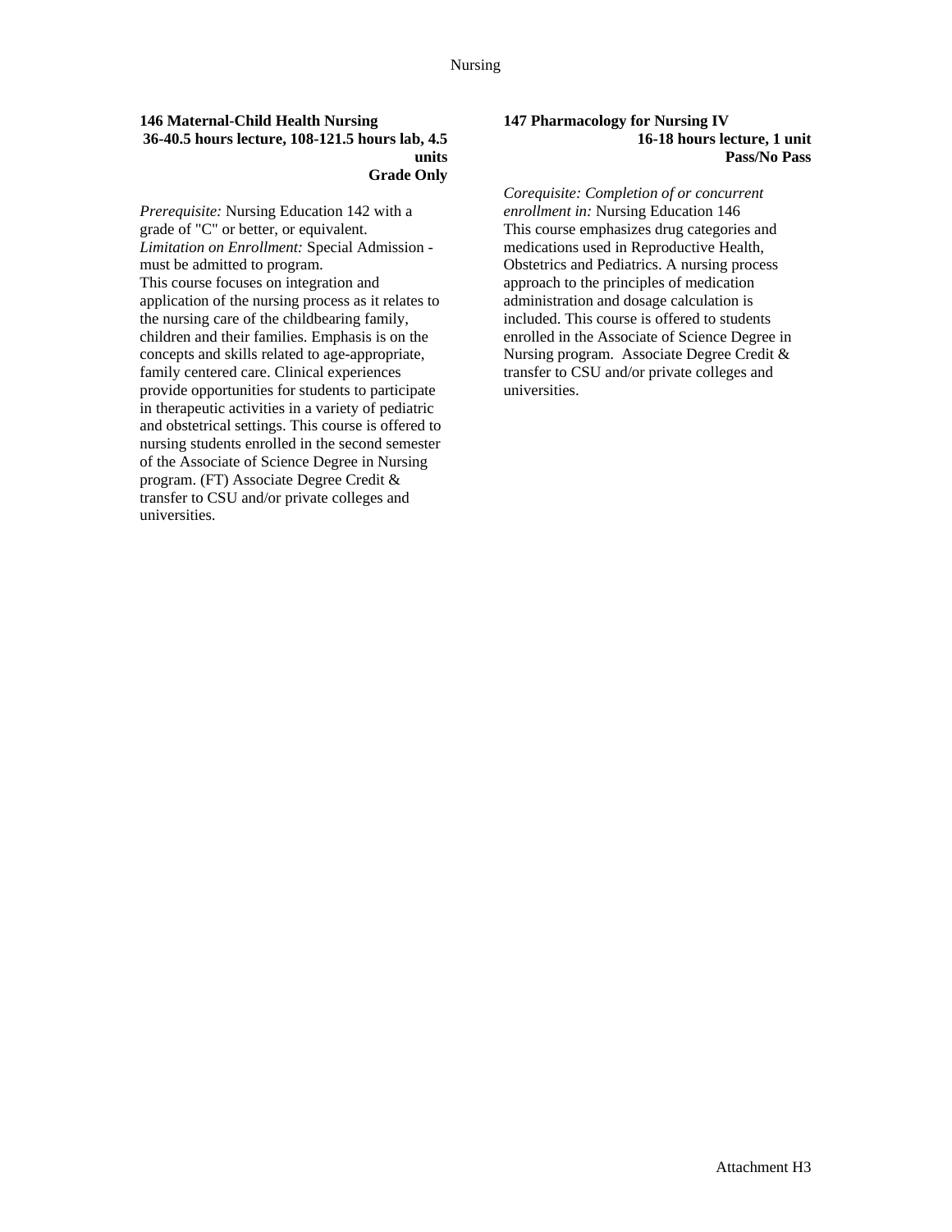**146 Maternal-Child Health Nursing**
**36-40.5 hours lecture, 108-121.5 hours lab, 4.5 units**
**Grade Only**

*Prerequisite:* Nursing Education 142 with a grade of "C" or better, or equivalent.
*Limitation on Enrollment:* Special Admission - must be admitted to program.
This course focuses on integration and application of the nursing process as it relates to the nursing care of the childbearing family, children and their families. Emphasis is on the concepts and skills related to age-appropriate, family centered care. Clinical experiences provide opportunities for students to participate in therapeutic activities in a variety of pediatric and obstetrical settings. This course is offered to nursing students enrolled in the second semester of the Associate of Science Degree in Nursing program. (FT) Associate Degree Credit & transfer to CSU and/or private colleges and universities.

**147 Pharmacology for Nursing IV**
**16-18 hours lecture, 1 unit**
**Pass/No Pass**

*Corequisite: Completion of or concurrent enrollment in:* Nursing Education 146
This course emphasizes drug categories and medications used in Reproductive Health, Obstetrics and Pediatrics. A nursing process approach to the principles of medication administration and dosage calculation is included. This course is offered to students enrolled in the Associate of Science Degree in Nursing program. Associate Degree Credit & transfer to CSU and/or private colleges and universities.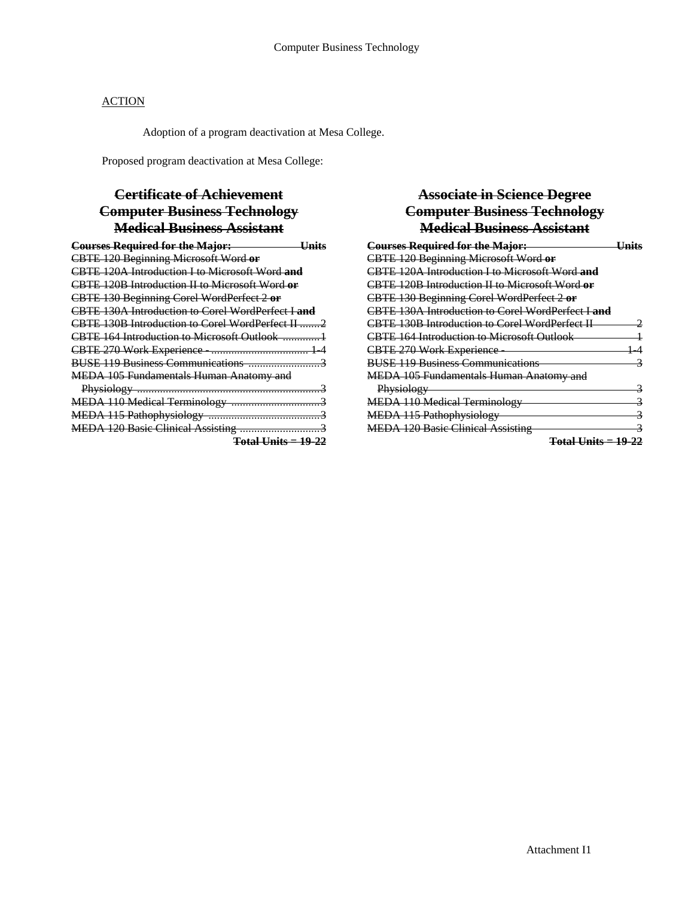ACTION

Adoption of a program deactivation at Mesa College.

Proposed program deactivation at Mesa College:

## ~~Certificate of Achievement~~
## ~~Computer Business Technology~~
## ~~Medical Business Assistant~~

| ~~**Courses Required for the Major:**~~ | ~~**Units**~~ |
|---|---|
| ~~CBTE 120 Beginning Microsoft Word **or**~~ | |
| ~~CBTE 120A Introduction I to Microsoft Word **and**~~ | |
| ~~CBTE 120B Introduction II to Microsoft Word **or**~~ | |
| ~~CBTE 130 Beginning Corel WordPerfect 2 **or**~~ | |
| ~~CBTE 130A Introduction to Corel WordPerfect I **and**~~ | |
| ~~CBTE 130B Introduction to Corel WordPerfect II~~ | ~~2~~ |
| ~~CBTE 164 Introduction to Microsoft Outlook~~ | ~~1~~ |
| ~~CBTE 270 Work Experience -~~ | ~~1-4~~ |
| ~~BUSE 119 Business Communications~~ | ~~3~~ |
| ~~MEDA 105 Fundamentals Human Anatomy and Physiology~~ | ~~3~~ |
| ~~MEDA 110 Medical Terminology~~ | ~~3~~ |
| ~~MEDA 115 Pathophysiology~~ | ~~3~~ |
| ~~MEDA 120 Basic Clinical Assisting~~ | ~~3~~ |
| | ~~**Total Units = 19-22**~~ |

## ~~Associate in Science Degree~~
## ~~Computer Business Technology~~
## ~~Medical Business Assistant~~

| ~~**Courses Required for the Major:**~~ | ~~**Units**~~ |
|---|---|
| ~~CBTE 120 Beginning Microsoft Word **or**~~ | |
| ~~CBTE 120A Introduction I to Microsoft Word **and**~~ | |
| ~~CBTE 120B Introduction II to Microsoft Word **or**~~ | |
| ~~CBTE 130 Beginning Corel WordPerfect 2 **or**~~ | |
| ~~CBTE 130A Introduction to Corel WordPerfect I **and**~~ | |
| ~~CBTE 130B Introduction to Corel WordPerfect II~~ | ~~2~~ |
| ~~CBTE 164 Introduction to Microsoft Outlook~~ | ~~1~~ |
| ~~CBTE 270 Work Experience -~~ | ~~1-4~~ |
| ~~BUSE 119 Business Communications~~ | ~~3~~ |
| ~~MEDA 105 Fundamentals Human Anatomy and Physiology~~ | ~~3~~ |
| ~~MEDA 110 Medical Terminology~~ | ~~3~~ |
| ~~MEDA 115 Pathophysiology~~ | ~~3~~ |
| ~~MEDA 120 Basic Clinical Assisting~~ | ~~3~~ |
| | ~~**Total Units = 19-22**~~ |

Attachment I1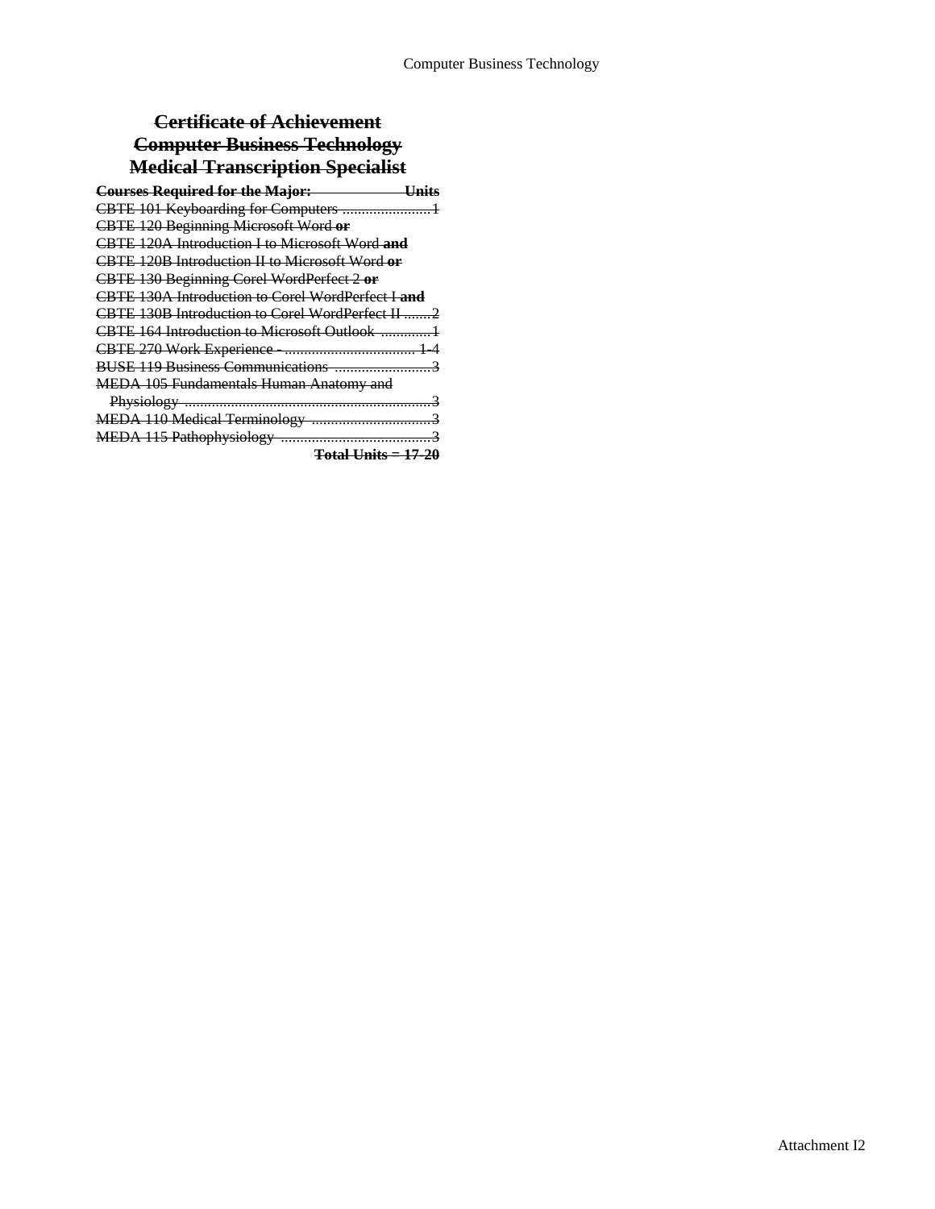# ~~Certificate of Achievement~~
# ~~Computer Business Technology~~
# ~~Medical Transcription Specialist~~

~~**Courses Required for the Major:** **Units**~~

~~CBTE 101 Keyboarding for Computers .......................1~~
~~CBTE 120 Beginning Microsoft Word **or**~~
~~CBTE 120A Introduction I to Microsoft Word **and**~~
~~CBTE 120B Introduction II to Microsoft Word **or**~~
~~CBTE 130 Beginning Corel WordPerfect 2 **or**~~
~~CBTE 130A Introduction to Corel WordPerfect I **and**~~
~~CBTE 130B Introduction to Corel WordPerfect II .......2~~
~~CBTE 164 Introduction to Microsoft Outlook .............1~~
~~CBTE 270 Work Experience - .................................. 1-4~~
~~BUSE 119 Business Communications ..........................3~~
~~MEDA 105 Fundamentals Human Anatomy and Physiology .................................................................3~~
~~MEDA 110 Medical Terminology ...............................3~~
~~MEDA 115 Pathophysiology .......................................3~~

~~**Total Units = 17-20**~~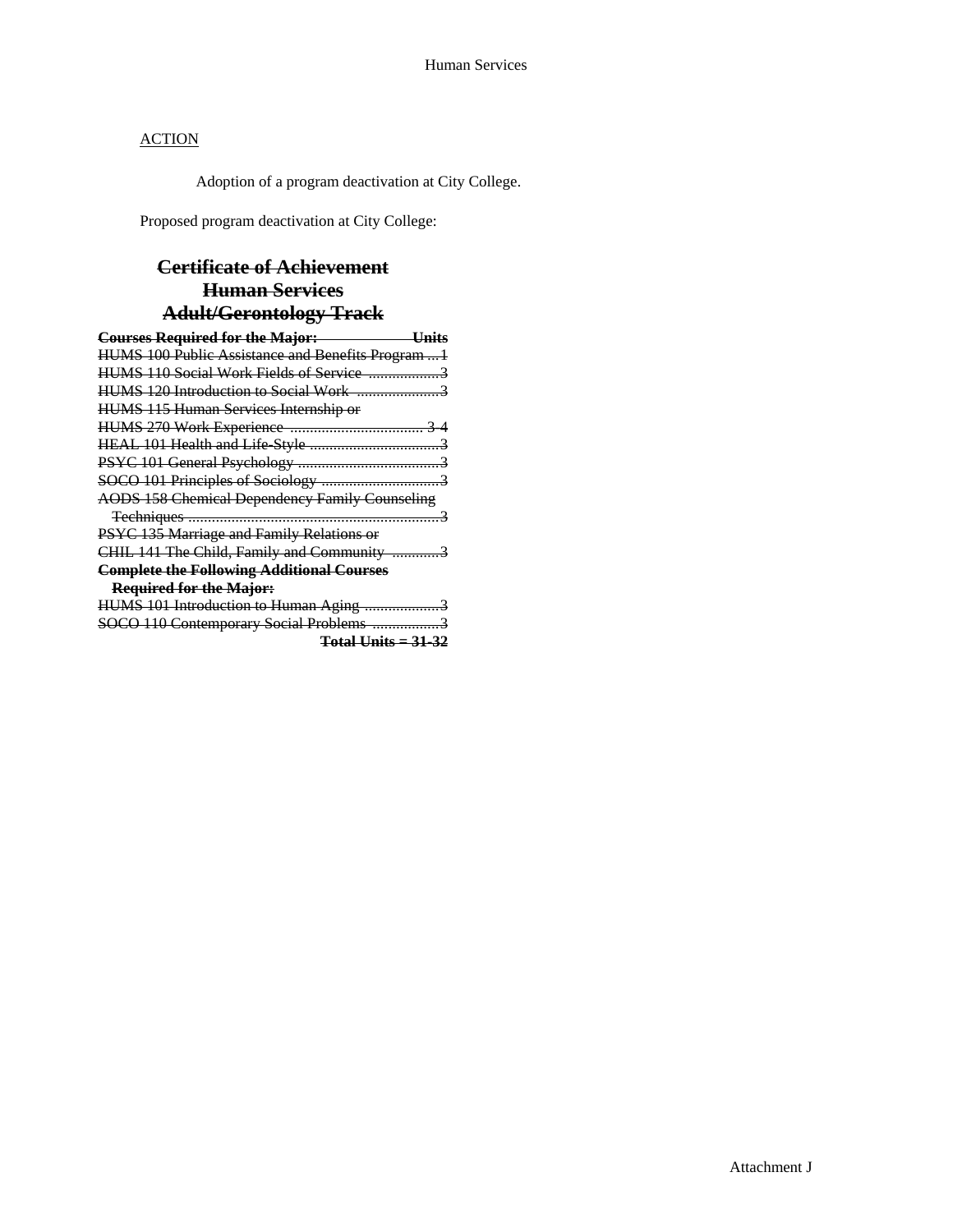ACTION

Adoption of a program deactivation at City College.

Proposed program deactivation at City College:

## ~~Certificate of Achievement~~
## ~~Human Services~~
## ~~Adult/Gerontology Track~~

| ~~**Courses Required for the Major:**~~ | ~~**Units**~~ |
|---|---|
| ~~HUMS 100 Public Assistance and Benefits Program~~ | ~~1~~ |
| ~~HUMS 110 Social Work Fields of Service~~ | ~~3~~ |
| ~~HUMS 120 Introduction to Social Work~~ | ~~3~~ |
| ~~HUMS 115 Human Services Internship or HUMS 270 Work Experience~~ | ~~3-4~~ |
| ~~HEAL 101 Health and Life-Style~~ | ~~3~~ |
| ~~PSYC 101 General Psychology~~ | ~~3~~ |
| ~~SOCO 101 Principles of Sociology~~ | ~~3~~ |
| ~~AODS 158 Chemical Dependency Family Counseling Techniques~~ | ~~3~~ |
| ~~PSYC 135 Marriage and Family Relations or CHIL 141 The Child, Family and Community~~ | ~~3~~ |
| ~~**Complete the Following Additional Courses Required for the Major:**~~ | |
| ~~HUMS 101 Introduction to Human Aging~~ | ~~3~~ |
| ~~SOCO 110 Contemporary Social Problems~~ | ~~3~~ |
| | ~~**Total Units = 31-32**~~ |

Attachment J